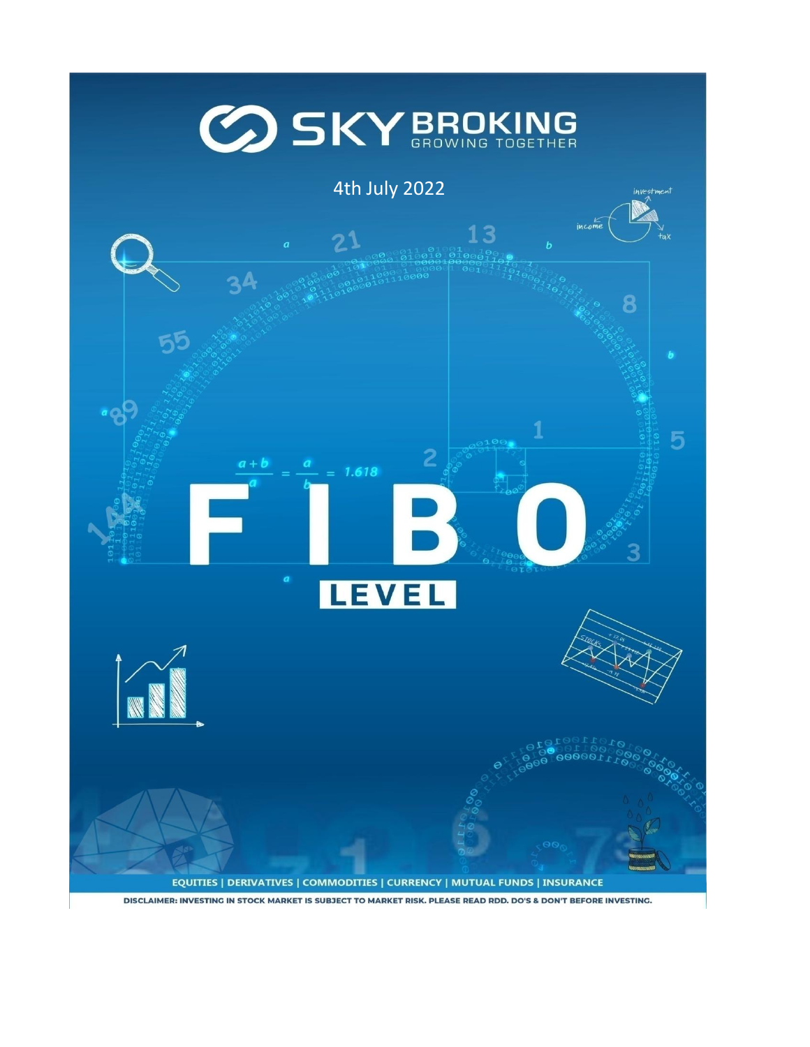# SKY BROKING

GROWING TOGETHER

4th July 2022

# FIBO LEVEL

EQUITIES | DERIVATIVES | COMMODITIES | CURRENCY | MUTUAL FUNDS | INSURANCE

DISCLAIMER: INVESTING IN STOCK MARKET IS SUBJECT TO MARKET RISK. PLEASE READ RDD. DO'S & DON'T BEFORE INVESTING.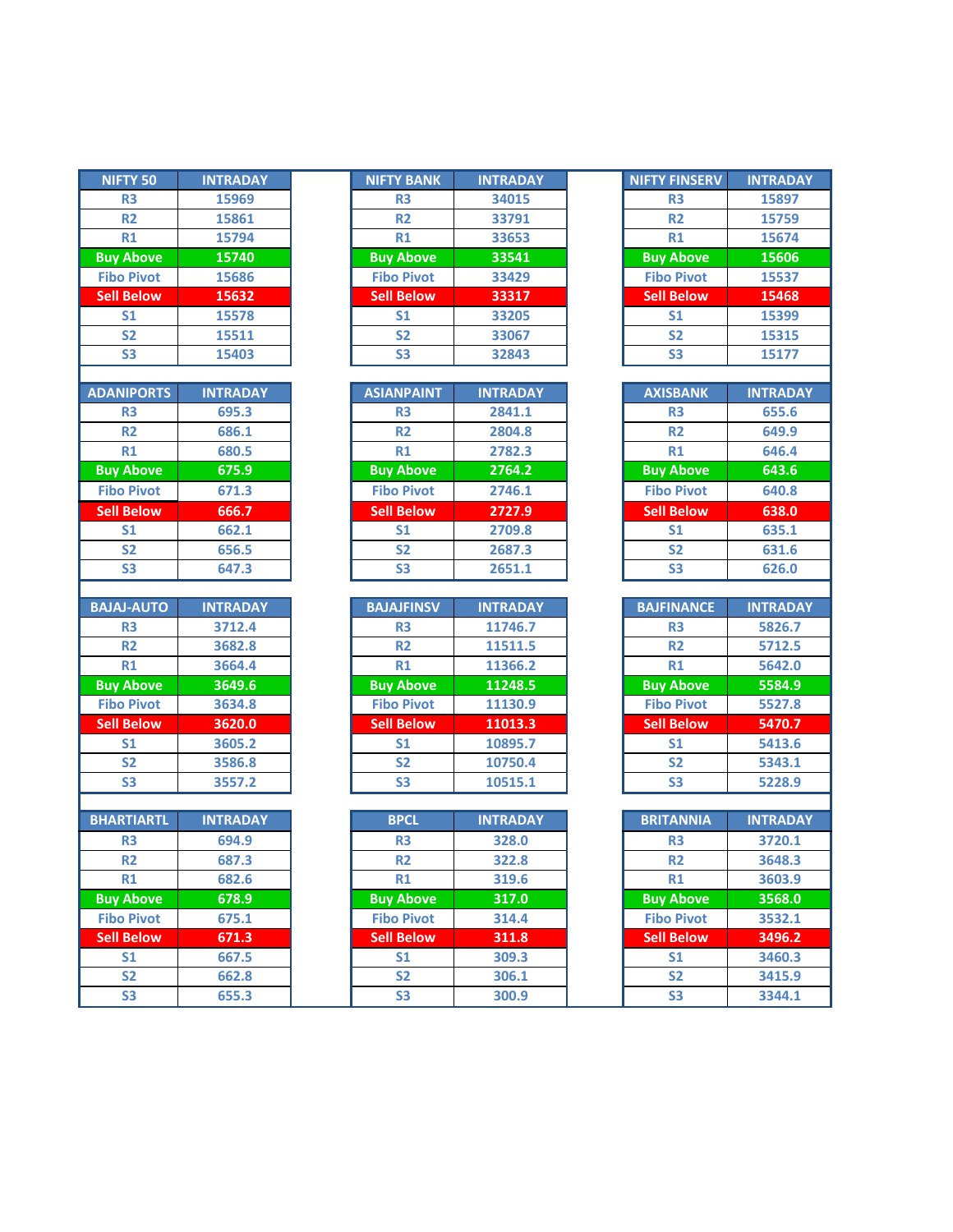| NIFTY 50 | INTRADAY |
|---|---|
| R3 | 15969 |
| R2 | 15861 |
| R1 | 15794 |
| Buy Above | 15740 |
| Fibo Pivot | 15686 |
| Sell Below | 15632 |
| S1 | 15578 |
| S2 | 15511 |
| S3 | 15403 |

| NIFTY BANK | INTRADAY |
|---|---|
| R3 | 34015 |
| R2 | 33791 |
| R1 | 33653 |
| Buy Above | 33541 |
| Fibo Pivot | 33429 |
| Sell Below | 33317 |
| S1 | 33205 |
| S2 | 33067 |
| S3 | 32843 |

| NIFTY FINSERV | INTRADAY |
|---|---|
| R3 | 15897 |
| R2 | 15759 |
| R1 | 15674 |
| Buy Above | 15606 |
| Fibo Pivot | 15537 |
| Sell Below | 15468 |
| S1 | 15399 |
| S2 | 15315 |
| S3 | 15177 |

| ADANIPORTS | INTRADAY |
|---|---|
| R3 | 695.3 |
| R2 | 686.1 |
| R1 | 680.5 |
| Buy Above | 675.9 |
| Fibo Pivot | 671.3 |
| Sell Below | 666.7 |
| S1 | 662.1 |
| S2 | 656.5 |
| S3 | 647.3 |

| ASIANPAINT | INTRADAY |
|---|---|
| R3 | 2841.1 |
| R2 | 2804.8 |
| R1 | 2782.3 |
| Buy Above | 2764.2 |
| Fibo Pivot | 2746.1 |
| Sell Below | 2727.9 |
| S1 | 2709.8 |
| S2 | 2687.3 |
| S3 | 2651.1 |

| AXISBANK | INTRADAY |
|---|---|
| R3 | 655.6 |
| R2 | 649.9 |
| R1 | 646.4 |
| Buy Above | 643.6 |
| Fibo Pivot | 640.8 |
| Sell Below | 638.0 |
| S1 | 635.1 |
| S2 | 631.6 |
| S3 | 626.0 |

| BAJAJ-AUTO | INTRADAY |
|---|---|
| R3 | 3712.4 |
| R2 | 3682.8 |
| R1 | 3664.4 |
| Buy Above | 3649.6 |
| Fibo Pivot | 3634.8 |
| Sell Below | 3620.0 |
| S1 | 3605.2 |
| S2 | 3586.8 |
| S3 | 3557.2 |

| BAJAJFINSV | INTRADAY |
|---|---|
| R3 | 11746.7 |
| R2 | 11511.5 |
| R1 | 11366.2 |
| Buy Above | 11248.5 |
| Fibo Pivot | 11130.9 |
| Sell Below | 11013.3 |
| S1 | 10895.7 |
| S2 | 10750.4 |
| S3 | 10515.1 |

| BAJFINANCE | INTRADAY |
|---|---|
| R3 | 5826.7 |
| R2 | 5712.5 |
| R1 | 5642.0 |
| Buy Above | 5584.9 |
| Fibo Pivot | 5527.8 |
| Sell Below | 5470.7 |
| S1 | 5413.6 |
| S2 | 5343.1 |
| S3 | 5228.9 |

| BHARTIARTL | INTRADAY |
|---|---|
| R3 | 694.9 |
| R2 | 687.3 |
| R1 | 682.6 |
| Buy Above | 678.9 |
| Fibo Pivot | 675.1 |
| Sell Below | 671.3 |
| S1 | 667.5 |
| S2 | 662.8 |
| S3 | 655.3 |

| BPCL | INTRADAY |
|---|---|
| R3 | 328.0 |
| R2 | 322.8 |
| R1 | 319.6 |
| Buy Above | 317.0 |
| Fibo Pivot | 314.4 |
| Sell Below | 311.8 |
| S1 | 309.3 |
| S2 | 306.1 |
| S3 | 300.9 |

| BRITANNIA | INTRADAY |
|---|---|
| R3 | 3720.1 |
| R2 | 3648.3 |
| R1 | 3603.9 |
| Buy Above | 3568.0 |
| Fibo Pivot | 3532.1 |
| Sell Below | 3496.2 |
| S1 | 3460.3 |
| S2 | 3415.9 |
| S3 | 3344.1 |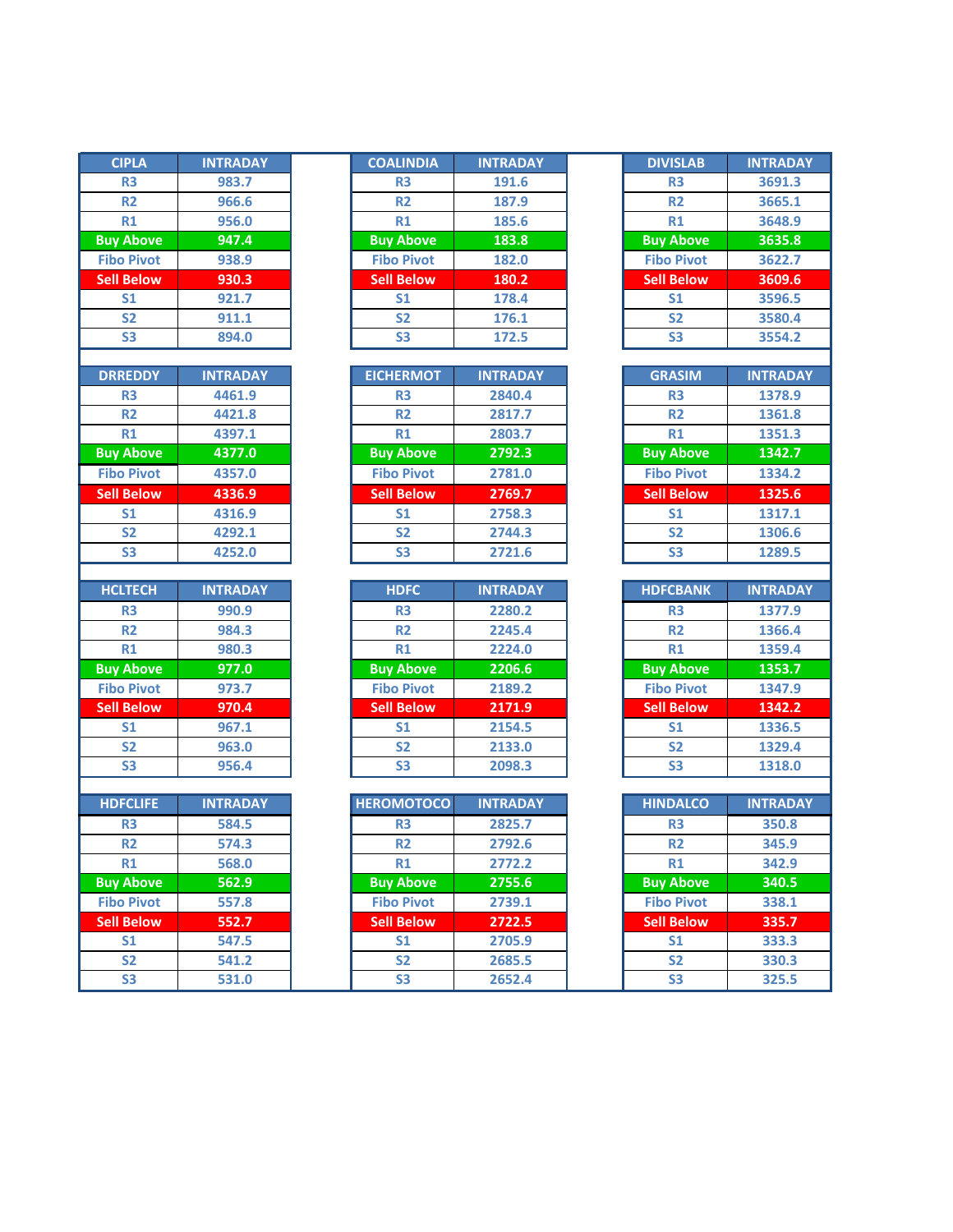| CIPLA | INTRADAY |
|---|---|
| R3 | 983.7 |
| R2 | 966.6 |
| R1 | 956.0 |
| Buy Above | 947.4 |
| Fibo Pivot | 938.9 |
| Sell Below | 930.3 |
| S1 | 921.7 |
| S2 | 911.1 |
| S3 | 894.0 |

| COALINDIA | INTRADAY |
|---|---|
| R3 | 191.6 |
| R2 | 187.9 |
| R1 | 185.6 |
| Buy Above | 183.8 |
| Fibo Pivot | 182.0 |
| Sell Below | 180.2 |
| S1 | 178.4 |
| S2 | 176.1 |
| S3 | 172.5 |

| DIVISLAB | INTRADAY |
|---|---|
| R3 | 3691.3 |
| R2 | 3665.1 |
| R1 | 3648.9 |
| Buy Above | 3635.8 |
| Fibo Pivot | 3622.7 |
| Sell Below | 3609.6 |
| S1 | 3596.5 |
| S2 | 3580.4 |
| S3 | 3554.2 |

| DRREDDY | INTRADAY |
|---|---|
| R3 | 4461.9 |
| R2 | 4421.8 |
| R1 | 4397.1 |
| Buy Above | 4377.0 |
| Fibo Pivot | 4357.0 |
| Sell Below | 4336.9 |
| S1 | 4316.9 |
| S2 | 4292.1 |
| S3 | 4252.0 |

| EICHERMOT | INTRADAY |
|---|---|
| R3 | 2840.4 |
| R2 | 2817.7 |
| R1 | 2803.7 |
| Buy Above | 2792.3 |
| Fibo Pivot | 2781.0 |
| Sell Below | 2769.7 |
| S1 | 2758.3 |
| S2 | 2744.3 |
| S3 | 2721.6 |

| GRASIM | INTRADAY |
|---|---|
| R3 | 1378.9 |
| R2 | 1361.8 |
| R1 | 1351.3 |
| Buy Above | 1342.7 |
| Fibo Pivot | 1334.2 |
| Sell Below | 1325.6 |
| S1 | 1317.1 |
| S2 | 1306.6 |
| S3 | 1289.5 |

| HCLTECH | INTRADAY |
|---|---|
| R3 | 990.9 |
| R2 | 984.3 |
| R1 | 980.3 |
| Buy Above | 977.0 |
| Fibo Pivot | 973.7 |
| Sell Below | 970.4 |
| S1 | 967.1 |
| S2 | 963.0 |
| S3 | 956.4 |

| HDFC | INTRADAY |
|---|---|
| R3 | 2280.2 |
| R2 | 2245.4 |
| R1 | 2224.0 |
| Buy Above | 2206.6 |
| Fibo Pivot | 2189.2 |
| Sell Below | 2171.9 |
| S1 | 2154.5 |
| S2 | 2133.0 |
| S3 | 2098.3 |

| HDFCBANK | INTRADAY |
|---|---|
| R3 | 1377.9 |
| R2 | 1366.4 |
| R1 | 1359.4 |
| Buy Above | 1353.7 |
| Fibo Pivot | 1347.9 |
| Sell Below | 1342.2 |
| S1 | 1336.5 |
| S2 | 1329.4 |
| S3 | 1318.0 |

| HDFCLIFE | INTRADAY |
|---|---|
| R3 | 584.5 |
| R2 | 574.3 |
| R1 | 568.0 |
| Buy Above | 562.9 |
| Fibo Pivot | 557.8 |
| Sell Below | 552.7 |
| S1 | 547.5 |
| S2 | 541.2 |
| S3 | 531.0 |

| HEROMOTOCO | INTRADAY |
|---|---|
| R3 | 2825.7 |
| R2 | 2792.6 |
| R1 | 2772.2 |
| Buy Above | 2755.6 |
| Fibo Pivot | 2739.1 |
| Sell Below | 2722.5 |
| S1 | 2705.9 |
| S2 | 2685.5 |
| S3 | 2652.4 |

| HINDALCO | INTRADAY |
|---|---|
| R3 | 350.8 |
| R2 | 345.9 |
| R1 | 342.9 |
| Buy Above | 340.5 |
| Fibo Pivot | 338.1 |
| Sell Below | 335.7 |
| S1 | 333.3 |
| S2 | 330.3 |
| S3 | 325.5 |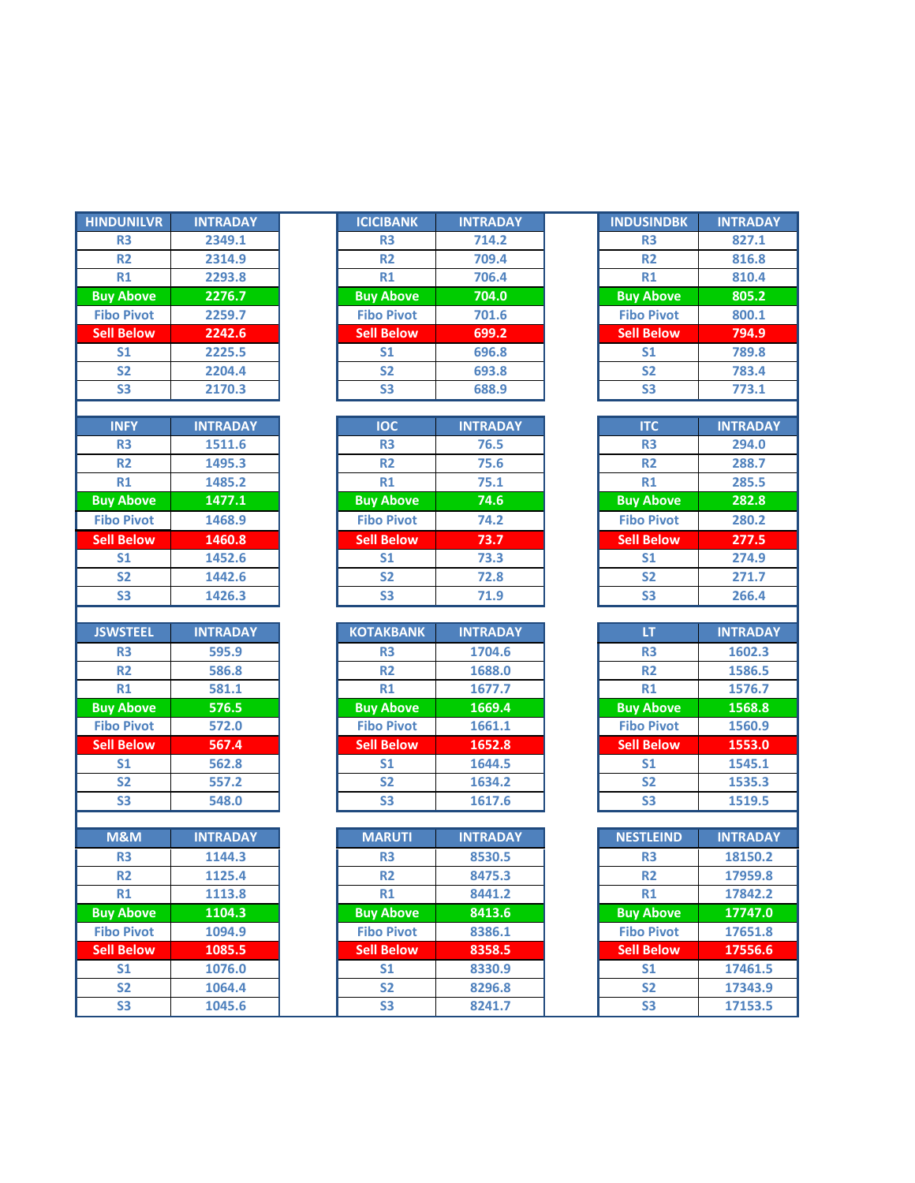| HINDUNILVR | INTRADAY |
| --- | --- |
| R3 | 2349.1 |
| R2 | 2314.9 |
| R1 | 2293.8 |
| Buy Above | 2276.7 |
| Fibo Pivot | 2259.7 |
| Sell Below | 2242.6 |
| S1 | 2225.5 |
| S2 | 2204.4 |
| S3 | 2170.3 |

| ICICIBANK | INTRADAY |
| --- | --- |
| R3 | 714.2 |
| R2 | 709.4 |
| R1 | 706.4 |
| Buy Above | 704.0 |
| Fibo Pivot | 701.6 |
| Sell Below | 699.2 |
| S1 | 696.8 |
| S2 | 693.8 |
| S3 | 688.9 |

| INDUSINDBK | INTRADAY |
| --- | --- |
| R3 | 827.1 |
| R2 | 816.8 |
| R1 | 810.4 |
| Buy Above | 805.2 |
| Fibo Pivot | 800.1 |
| Sell Below | 794.9 |
| S1 | 789.8 |
| S2 | 783.4 |
| S3 | 773.1 |

| INFY | INTRADAY |
| --- | --- |
| R3 | 1511.6 |
| R2 | 1495.3 |
| R1 | 1485.2 |
| Buy Above | 1477.1 |
| Fibo Pivot | 1468.9 |
| Sell Below | 1460.8 |
| S1 | 1452.6 |
| S2 | 1442.6 |
| S3 | 1426.3 |

| IOC | INTRADAY |
| --- | --- |
| R3 | 76.5 |
| R2 | 75.6 |
| R1 | 75.1 |
| Buy Above | 74.6 |
| Fibo Pivot | 74.2 |
| Sell Below | 73.7 |
| S1 | 73.3 |
| S2 | 72.8 |
| S3 | 71.9 |

| ITC | INTRADAY |
| --- | --- |
| R3 | 294.0 |
| R2 | 288.7 |
| R1 | 285.5 |
| Buy Above | 282.8 |
| Fibo Pivot | 280.2 |
| Sell Below | 277.5 |
| S1 | 274.9 |
| S2 | 271.7 |
| S3 | 266.4 |

| JSWSTEEL | INTRADAY |
| --- | --- |
| R3 | 595.9 |
| R2 | 586.8 |
| R1 | 581.1 |
| Buy Above | 576.5 |
| Fibo Pivot | 572.0 |
| Sell Below | 567.4 |
| S1 | 562.8 |
| S2 | 557.2 |
| S3 | 548.0 |

| KOTAKBANK | INTRADAY |
| --- | --- |
| R3 | 1704.6 |
| R2 | 1688.0 |
| R1 | 1677.7 |
| Buy Above | 1669.4 |
| Fibo Pivot | 1661.1 |
| Sell Below | 1652.8 |
| S1 | 1644.5 |
| S2 | 1634.2 |
| S3 | 1617.6 |

| LT | INTRADAY |
| --- | --- |
| R3 | 1602.3 |
| R2 | 1586.5 |
| R1 | 1576.7 |
| Buy Above | 1568.8 |
| Fibo Pivot | 1560.9 |
| Sell Below | 1553.0 |
| S1 | 1545.1 |
| S2 | 1535.3 |
| S3 | 1519.5 |

| M&M | INTRADAY |
| --- | --- |
| R3 | 1144.3 |
| R2 | 1125.4 |
| R1 | 1113.8 |
| Buy Above | 1104.3 |
| Fibo Pivot | 1094.9 |
| Sell Below | 1085.5 |
| S1 | 1076.0 |
| S2 | 1064.4 |
| S3 | 1045.6 |

| MARUTI | INTRADAY |
| --- | --- |
| R3 | 8530.5 |
| R2 | 8475.3 |
| R1 | 8441.2 |
| Buy Above | 8413.6 |
| Fibo Pivot | 8386.1 |
| Sell Below | 8358.5 |
| S1 | 8330.9 |
| S2 | 8296.8 |
| S3 | 8241.7 |

| NESTLEIND | INTRADAY |
| --- | --- |
| R3 | 18150.2 |
| R2 | 17959.8 |
| R1 | 17842.2 |
| Buy Above | 17747.0 |
| Fibo Pivot | 17651.8 |
| Sell Below | 17556.6 |
| S1 | 17461.5 |
| S2 | 17343.9 |
| S3 | 17153.5 |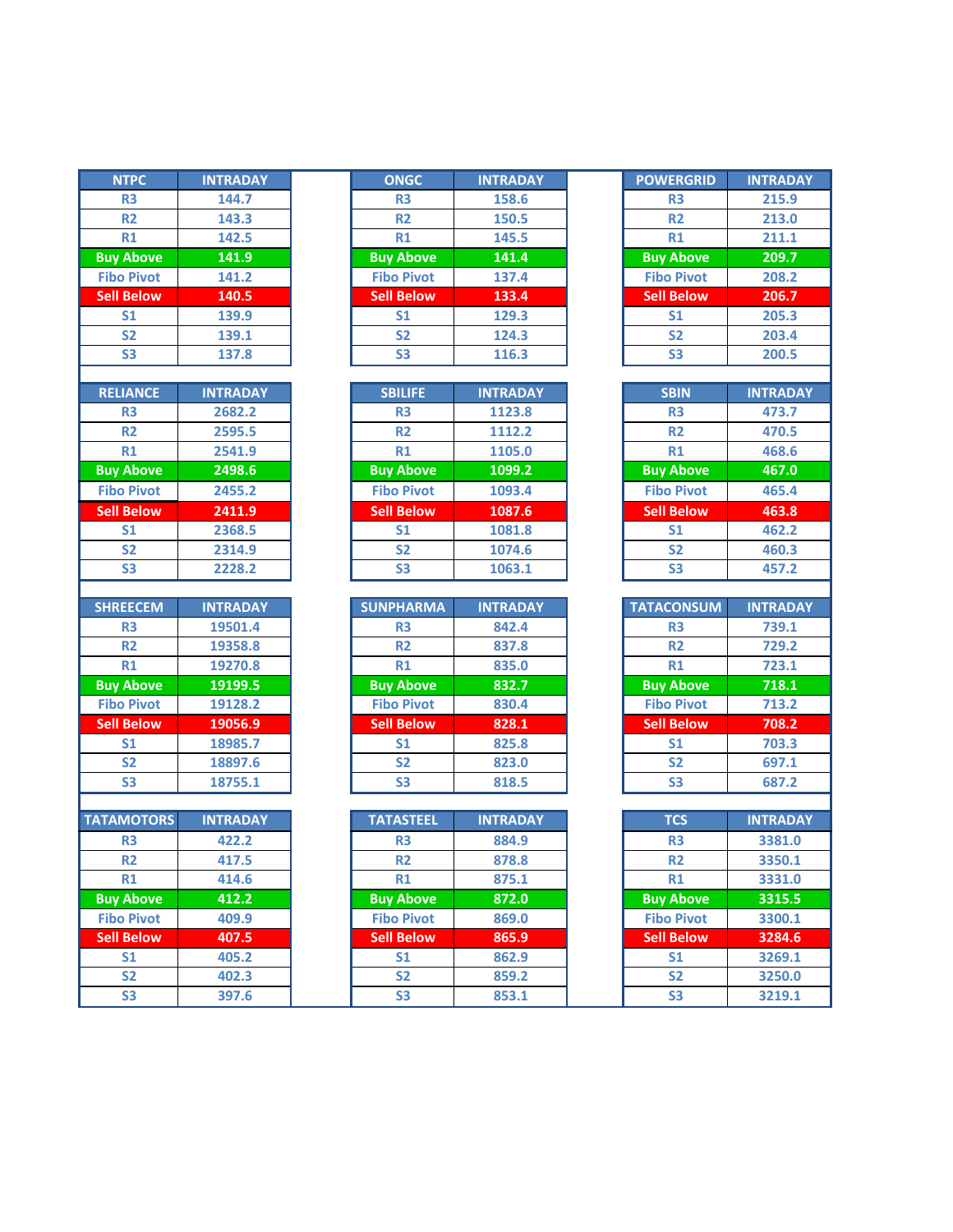| NTPC | INTRADAY |
|---|---|
| R3 | 144.7 |
| R2 | 143.3 |
| R1 | 142.5 |
| Buy Above | 141.9 |
| Fibo Pivot | 141.2 |
| Sell Below | 140.5 |
| S1 | 139.9 |
| S2 | 139.1 |
| S3 | 137.8 |

| ONGC | INTRADAY |
|---|---|
| R3 | 158.6 |
| R2 | 150.5 |
| R1 | 145.5 |
| Buy Above | 141.4 |
| Fibo Pivot | 137.4 |
| Sell Below | 133.4 |
| S1 | 129.3 |
| S2 | 124.3 |
| S3 | 116.3 |

| POWERGRID | INTRADAY |
|---|---|
| R3 | 215.9 |
| R2 | 213.0 |
| R1 | 211.1 |
| Buy Above | 209.7 |
| Fibo Pivot | 208.2 |
| Sell Below | 206.7 |
| S1 | 205.3 |
| S2 | 203.4 |
| S3 | 200.5 |

| RELIANCE | INTRADAY |
|---|---|
| R3 | 2682.2 |
| R2 | 2595.5 |
| R1 | 2541.9 |
| Buy Above | 2498.6 |
| Fibo Pivot | 2455.2 |
| Sell Below | 2411.9 |
| S1 | 2368.5 |
| S2 | 2314.9 |
| S3 | 2228.2 |

| SBILIFE | INTRADAY |
|---|---|
| R3 | 1123.8 |
| R2 | 1112.2 |
| R1 | 1105.0 |
| Buy Above | 1099.2 |
| Fibo Pivot | 1093.4 |
| Sell Below | 1087.6 |
| S1 | 1081.8 |
| S2 | 1074.6 |
| S3 | 1063.1 |

| SBIN | INTRADAY |
|---|---|
| R3 | 473.7 |
| R2 | 470.5 |
| R1 | 468.6 |
| Buy Above | 467.0 |
| Fibo Pivot | 465.4 |
| Sell Below | 463.8 |
| S1 | 462.2 |
| S2 | 460.3 |
| S3 | 457.2 |

| SHREECEM | INTRADAY |
|---|---|
| R3 | 19501.4 |
| R2 | 19358.8 |
| R1 | 19270.8 |
| Buy Above | 19199.5 |
| Fibo Pivot | 19128.2 |
| Sell Below | 19056.9 |
| S1 | 18985.7 |
| S2 | 18897.6 |
| S3 | 18755.1 |

| SUNPHARMA | INTRADAY |
|---|---|
| R3 | 842.4 |
| R2 | 837.8 |
| R1 | 835.0 |
| Buy Above | 832.7 |
| Fibo Pivot | 830.4 |
| Sell Below | 828.1 |
| S1 | 825.8 |
| S2 | 823.0 |
| S3 | 818.5 |

| TATACONSUM | INTRADAY |
|---|---|
| R3 | 739.1 |
| R2 | 729.2 |
| R1 | 723.1 |
| Buy Above | 718.1 |
| Fibo Pivot | 713.2 |
| Sell Below | 708.2 |
| S1 | 703.3 |
| S2 | 697.1 |
| S3 | 687.2 |

| TATAMOTORS | INTRADAY |
|---|---|
| R3 | 422.2 |
| R2 | 417.5 |
| R1 | 414.6 |
| Buy Above | 412.2 |
| Fibo Pivot | 409.9 |
| Sell Below | 407.5 |
| S1 | 405.2 |
| S2 | 402.3 |
| S3 | 397.6 |

| TATASTEEL | INTRADAY |
|---|---|
| R3 | 884.9 |
| R2 | 878.8 |
| R1 | 875.1 |
| Buy Above | 872.0 |
| Fibo Pivot | 869.0 |
| Sell Below | 865.9 |
| S1 | 862.9 |
| S2 | 859.2 |
| S3 | 853.1 |

| TCS | INTRADAY |
|---|---|
| R3 | 3381.0 |
| R2 | 3350.1 |
| R1 | 3331.0 |
| Buy Above | 3315.5 |
| Fibo Pivot | 3300.1 |
| Sell Below | 3284.6 |
| S1 | 3269.1 |
| S2 | 3250.0 |
| S3 | 3219.1 |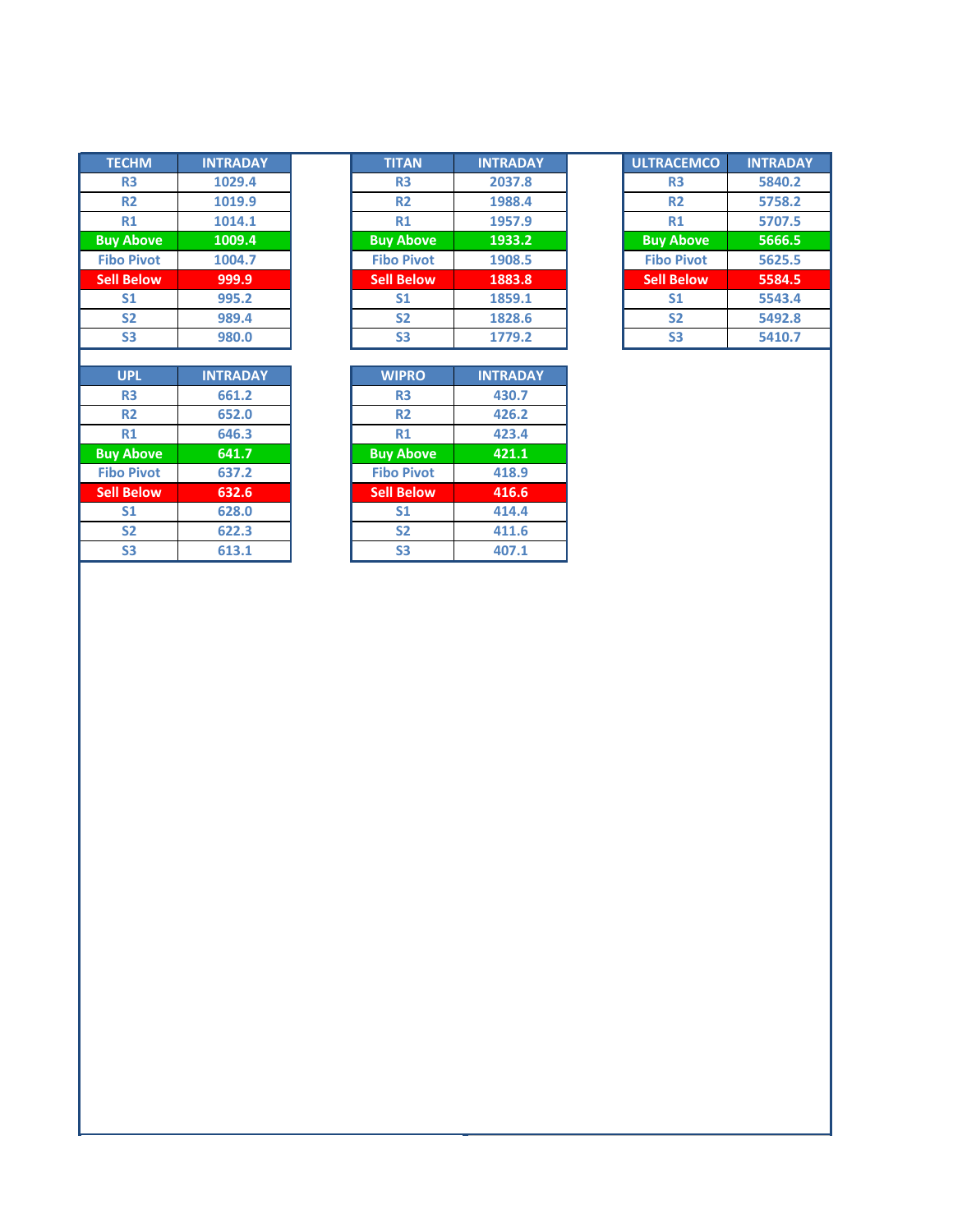| TECHM | INTRADAY |
|---|---|
| R3 | 1029.4 |
| R2 | 1019.9 |
| R1 | 1014.1 |
| Buy Above | 1009.4 |
| Fibo Pivot | 1004.7 |
| Sell Below | 999.9 |
| S1 | 995.2 |
| S2 | 989.4 |
| S3 | 980.0 |

| TITAN | INTRADAY |
|---|---|
| R3 | 2037.8 |
| R2 | 1988.4 |
| R1 | 1957.9 |
| Buy Above | 1933.2 |
| Fibo Pivot | 1908.5 |
| Sell Below | 1883.8 |
| S1 | 1859.1 |
| S2 | 1828.6 |
| S3 | 1779.2 |

| ULTRACEMCO | INTRADAY |
|---|---|
| R3 | 5840.2 |
| R2 | 5758.2 |
| R1 | 5707.5 |
| Buy Above | 5666.5 |
| Fibo Pivot | 5625.5 |
| Sell Below | 5584.5 |
| S1 | 5543.4 |
| S2 | 5492.8 |
| S3 | 5410.7 |

| UPL | INTRADAY |
|---|---|
| R3 | 661.2 |
| R2 | 652.0 |
| R1 | 646.3 |
| Buy Above | 641.7 |
| Fibo Pivot | 637.2 |
| Sell Below | 632.6 |
| S1 | 628.0 |
| S2 | 622.3 |
| S3 | 613.1 |

| WIPRO | INTRADAY |
|---|---|
| R3 | 430.7 |
| R2 | 426.2 |
| R1 | 423.4 |
| Buy Above | 421.1 |
| Fibo Pivot | 418.9 |
| Sell Below | 416.6 |
| S1 | 414.4 |
| S2 | 411.6 |
| S3 | 407.1 |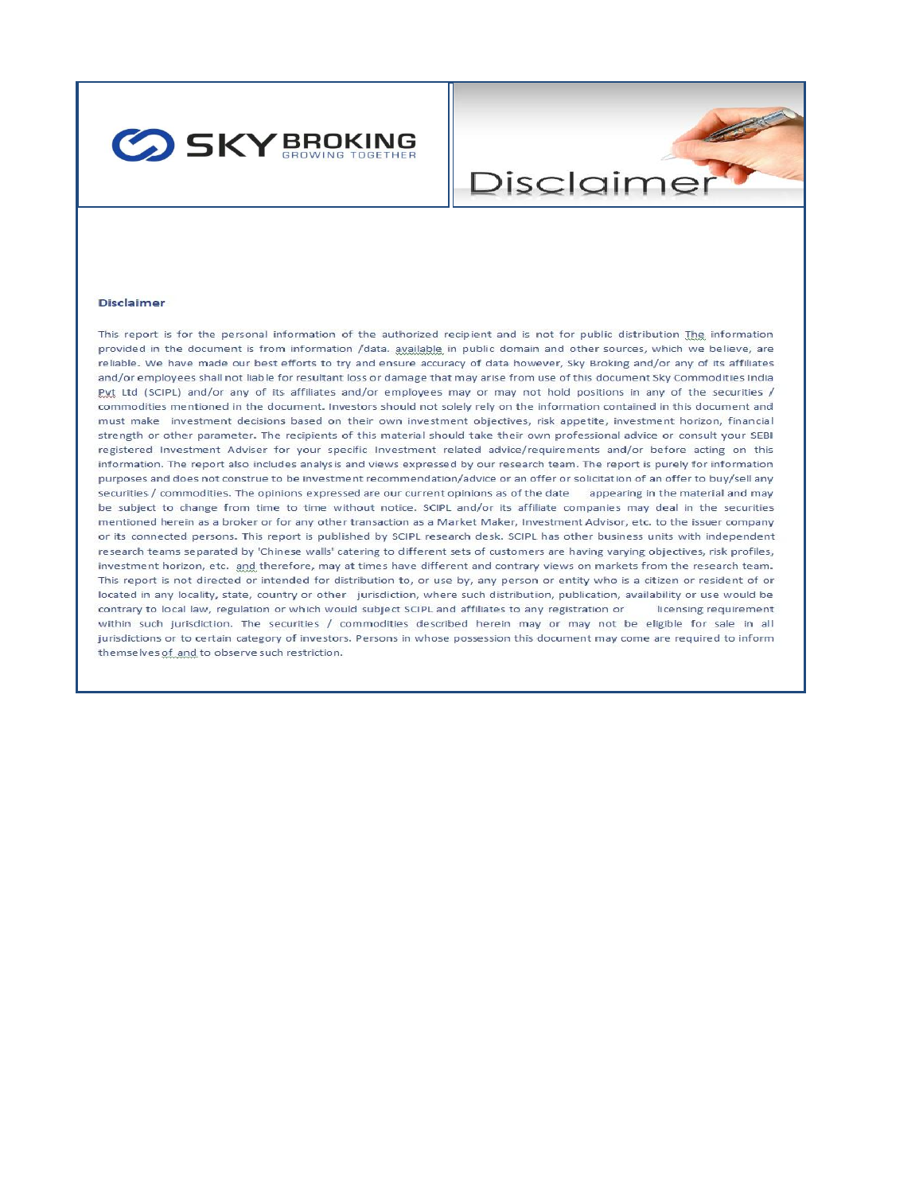SKY BROKING
GROWING TOGETHER

Disclaimer

**Disclaimer**

This report is for the personal information of the authorized recipient and is not for public distribution The information provided in the document is from information /data. available in public domain and other sources, which we believe, are reliable. We have made our best efforts to try and ensure accuracy of data however, Sky Broking and/or any of its affiliates and/or employees shall not liable for resultant loss or damage that may arise from use of this document Sky Commodities India Pvt Ltd (SCIPL) and/or any of its affiliates and/or employees may or may not hold positions in any of the securities / commodities mentioned in the document. Investors should not solely rely on the information contained in this document and must make investment decisions based on their own investment objectives, risk appetite, investment horizon, financial strength or other parameter. The recipients of this material should take their own professional advice or consult your SEBI registered Investment Adviser for your specific Investment related advice/requirements and/or before acting on this information. The report also includes analysis and views expressed by our research team. The report is purely for information purposes and does not construe to be investment recommendation/advice or an offer or solicitation of an offer to buy/sell any securities / commodities. The opinions expressed are our current opinions as of the date appearing in the material and may be subject to change from time to time without notice. SCIPL and/or its affiliate companies may deal in the securities mentioned herein as a broker or for any other transaction as a Market Maker, Investment Advisor, etc. to the issuer company or its connected persons. This report is published by SCIPL research desk. SCIPL has other business units with independent research teams separated by 'Chinese walls' catering to different sets of customers are having varying objectives, risk profiles, investment horizon, etc. and therefore, may at times have different and contrary views on markets from the research team. This report is not directed or intended for distribution to, or use by, any person or entity who is a citizen or resident of or located in any locality, state, country or other jurisdiction, where such distribution, publication, availability or use would be contrary to local law, regulation or which would subject SCIPL and affiliates to any registration or licensing requirement within such jurisdiction. The securities / commodities described herein may or may not be eligible for sale in all jurisdictions or to certain category of investors. Persons in whose possession this document may come are required to inform themselves of and to observe such restriction.